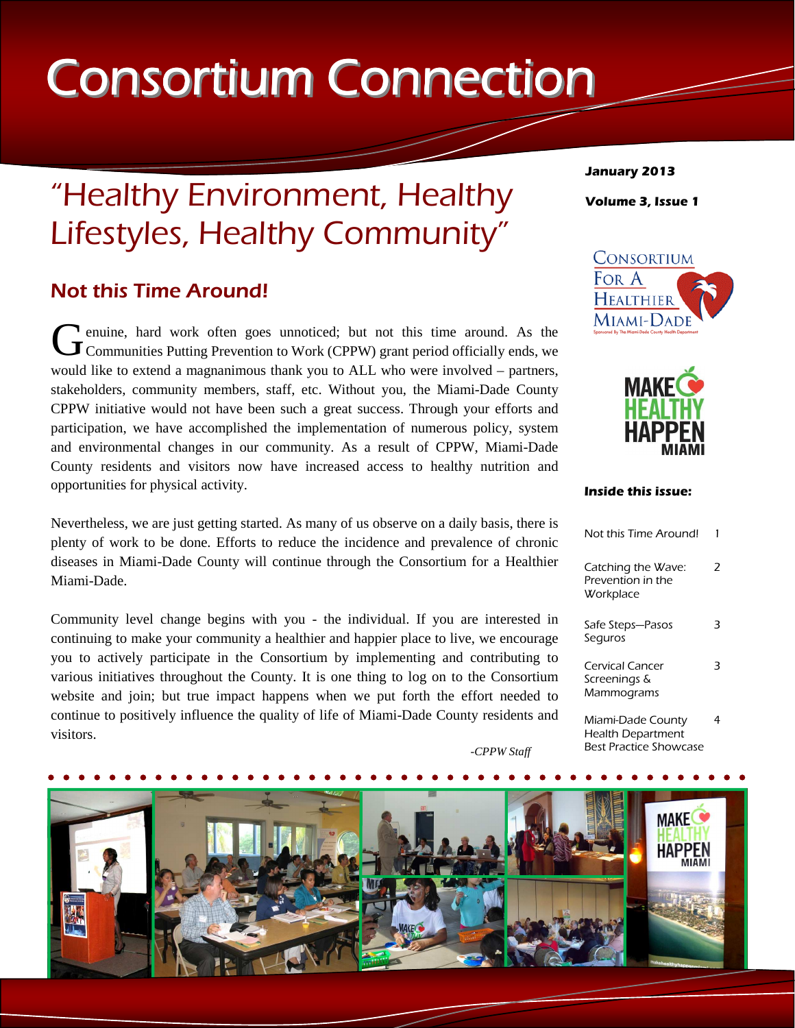# Consortium Connection

**January 2013**

**Volume 3, Issue 1**

## "Healthy Environment, Healthy Lifestyles, Healthy Community"

### Not this Time Around!

Genuine, hard work often goes unnoticed; but not this time around. As the Communities Putting Prevention to Work (CPPW) grant period officially ends, we would like to extend a magnanimous thank you to ALL who were involved – partners, stakeholders, community members, staff, etc. Without you, the Miami-Dade County CPPW initiative would not have been such a great success. Through your efforts and participation, we have accomplished the implementation of numerous policy, system and environmental changes in our community. As a result of CPPW, Miami-Dade County residents and visitors now have increased access to healthy nutrition and opportunities for physical activity.

Nevertheless, we are just getting started. As many of us observe on a daily basis, there is plenty of work to be done. Efforts to reduce the incidence and prevalence of chronic diseases in Miami-Dade County will continue through the Consortium for a Healthier Miami-Dade.

Community level change begins with you - the individual. If you are interested in continuing to make your community a healthier and happier place to live, we encourage you to actively participate in the Consortium by implementing and contributing to various initiatives throughout the County. It is one thing to log on to the Consortium website and join; but true impact happens when we put forth the effort needed to continue to positively influence the quality of life of Miami-Dade County residents and visitors.

*-CPPW Staff*

**Inside this issue:**

| | |
|---|---|
| Not this Time Around! | 1 |
| Catching the Wave: Prevention in the Workplace | 2 |
| Safe Steps—Pasos Seguros | 3 |
| Cervical Cancer Screenings & Mammograms | 3 |
| Miami-Dade County Health Department Best Practice Showcase | 4 |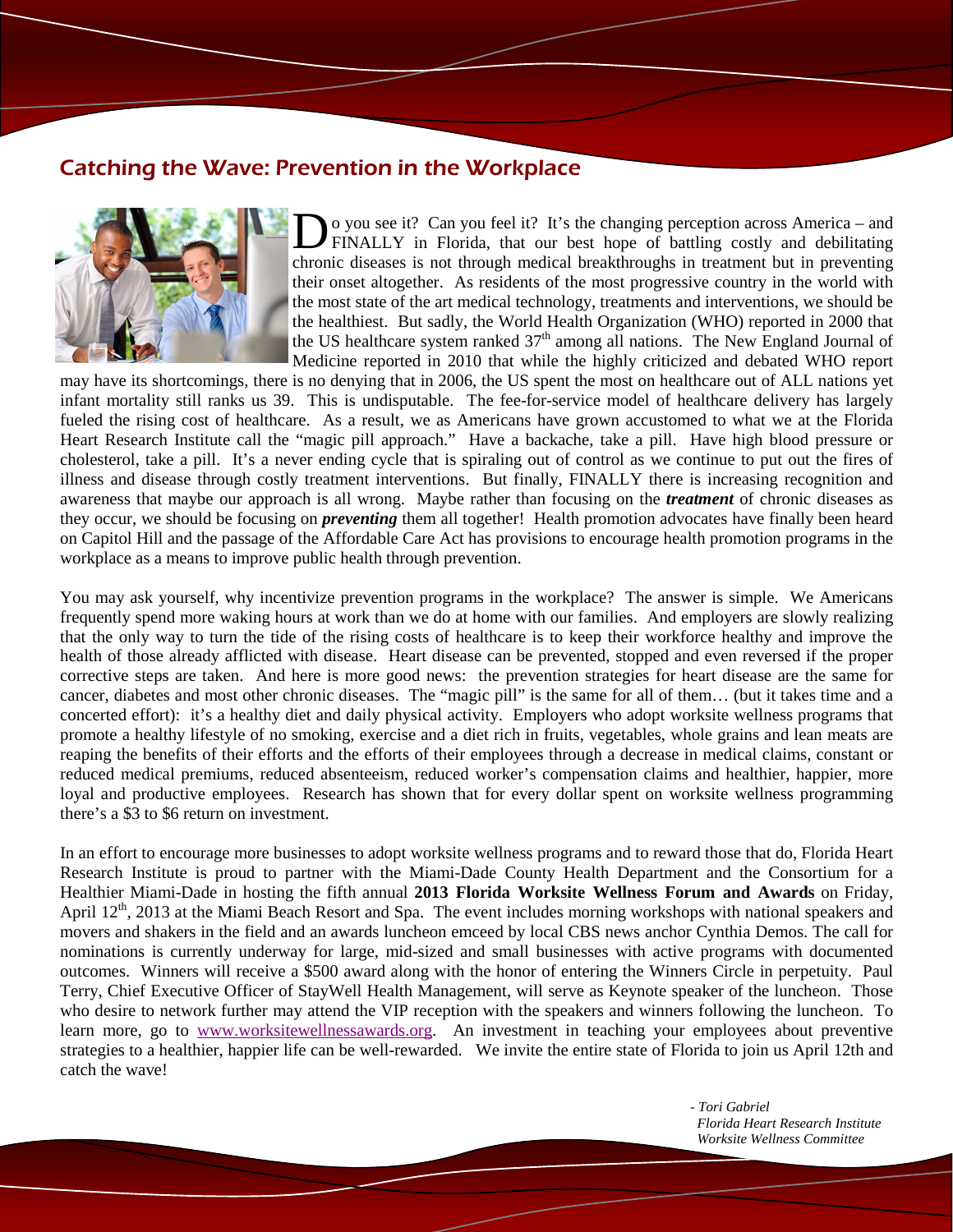## Catching the Wave: Prevention in the Workplace

Do you see it? Can you feel it? It's the changing perception across America – and FINALLY in Florida, that our best hope of battling costly and debilitating chronic diseases is not through medical breakthroughs in treatment but in preventing their onset altogether. As residents of the most progressive country in the world with the most state of the art medical technology, treatments and interventions, we should be the healthiest. But sadly, the World Health Organization (WHO) reported in 2000 that the US healthcare system ranked 37th among all nations. The New England Journal of Medicine reported in 2010 that while the highly criticized and debated WHO report may have its shortcomings, there is no denying that in 2006, the US spent the most on healthcare out of ALL nations yet infant mortality still ranks us 39. This is undisputable. The fee-for-service model of healthcare delivery has largely fueled the rising cost of healthcare. As a result, we as Americans have grown accustomed to what we at the Florida Heart Research Institute call the "magic pill approach." Have a backache, take a pill. Have high blood pressure or cholesterol, take a pill. It's a never ending cycle that is spiraling out of control as we continue to put out the fires of illness and disease through costly treatment interventions. But finally, FINALLY there is increasing recognition and awareness that maybe our approach is all wrong. Maybe rather than focusing on the ***treatment*** of chronic diseases as they occur, we should be focusing on ***preventing*** them all together! Health promotion advocates have finally been heard on Capitol Hill and the passage of the Affordable Care Act has provisions to encourage health promotion programs in the workplace as a means to improve public health through prevention.

You may ask yourself, why incentivize prevention programs in the workplace? The answer is simple. We Americans frequently spend more waking hours at work than we do at home with our families. And employers are slowly realizing that the only way to turn the tide of the rising costs of healthcare is to keep their workforce healthy and improve the health of those already afflicted with disease. Heart disease can be prevented, stopped and even reversed if the proper corrective steps are taken. And here is more good news: the prevention strategies for heart disease are the same for cancer, diabetes and most other chronic diseases. The "magic pill" is the same for all of them… (but it takes time and a concerted effort): it's a healthy diet and daily physical activity. Employers who adopt worksite wellness programs that promote a healthy lifestyle of no smoking, exercise and a diet rich in fruits, vegetables, whole grains and lean meats are reaping the benefits of their efforts and the efforts of their employees through a decrease in medical claims, constant or reduced medical premiums, reduced absenteeism, reduced worker's compensation claims and healthier, happier, more loyal and productive employees. Research has shown that for every dollar spent on worksite wellness programming there's a $3 to $6 return on investment.

In an effort to encourage more businesses to adopt worksite wellness programs and to reward those that do, Florida Heart Research Institute is proud to partner with the Miami-Dade County Health Department and the Consortium for a Healthier Miami-Dade in hosting the fifth annual **2013 Florida Worksite Wellness Forum and Awards** on Friday, April 12th, 2013 at the Miami Beach Resort and Spa. The event includes morning workshops with national speakers and movers and shakers in the field and an awards luncheon emceed by local CBS news anchor Cynthia Demos. The call for nominations is currently underway for large, mid-sized and small businesses with active programs with documented outcomes. Winners will receive a $500 award along with the honor of entering the Winners Circle in perpetuity. Paul Terry, Chief Executive Officer of StayWell Health Management, will serve as Keynote speaker of the luncheon. Those who desire to network further may attend the VIP reception with the speakers and winners following the luncheon. To learn more, go to [www.worksitewellnessawards.org](http://www.worksitewellnessawards.org). An investment in teaching your employees about preventive strategies to a healthier, happier life can be well-rewarded. We invite the entire state of Florida to join us April 12th and catch the wave!

*- Tori Gabriel*
*Florida Heart Research Institute*
*Worksite Wellness Committee*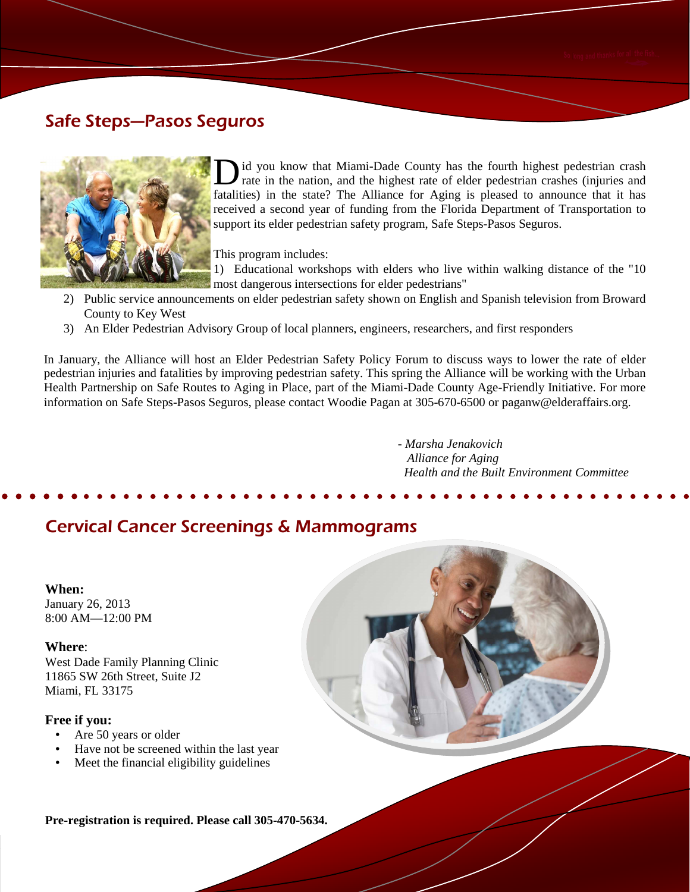## Safe Steps—Pasos Seguros

Did you know that Miami-Dade County has the fourth highest pedestrian crash rate in the nation, and the highest rate of elder pedestrian crashes (injuries and fatalities) in the state? The Alliance for Aging is pleased to announce that it has received a second year of funding from the Florida Department of Transportation to support its elder pedestrian safety program, Safe Steps-Pasos Seguros.

This program includes:

1) Educational workshops with elders who live within walking distance of the "10 most dangerous intersections for elder pedestrians"
2) Public service announcements on elder pedestrian safety shown on English and Spanish television from Broward County to Key West
3) An Elder Pedestrian Advisory Group of local planners, engineers, researchers, and first responders

In January, the Alliance will host an Elder Pedestrian Safety Policy Forum to discuss ways to lower the rate of elder pedestrian injuries and fatalities by improving pedestrian safety. This spring the Alliance will be working with the Urban Health Partnership on Safe Routes to Aging in Place, part of the Miami-Dade County Age-Friendly Initiative. For more information on Safe Steps-Pasos Seguros, please contact Woodie Pagan at 305-670-6500 or paganw@elderaffairs.org.

*- Marsha Jenakovich*
*Alliance for Aging*
*Health and the Built Environment Committee*

## Cervical Cancer Screenings & Mammograms

**When:**
January 26, 2013
8:00 AM—12:00 PM

**Where**:
West Dade Family Planning Clinic
11865 SW 26th Street, Suite J2
Miami, FL 33175

**Free if you:**

- Are 50 years or older
- Have not be screened within the last year
- Meet the financial eligibility guidelines

**Pre-registration is required. Please call 305-470-5634.**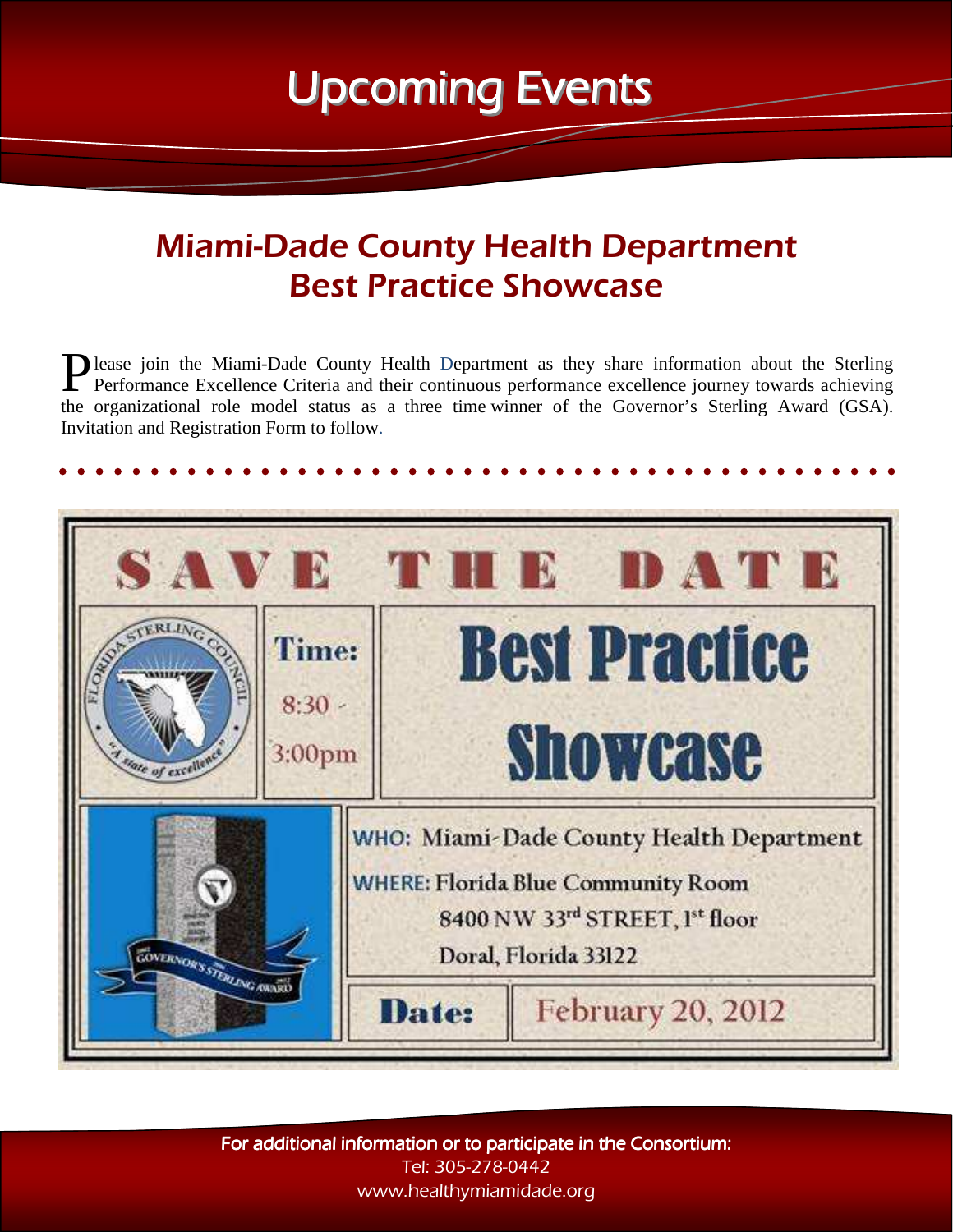# Upcoming Events

## Miami-Dade County Health Department Best Practice Showcase

Please join the Miami-Dade County Health Department as they share information about the Sterling Performance Excellence Criteria and their continuous performance excellence journey towards achieving the organizational role model status as a three time winner of the Governor's Sterling Award (GSA). Invitation and Registration Form to follow.

**SAVE THE DATE**

**Best Practice Showcase**

**Time:** 8:30 - 3:00pm

**WHO:** Miami-Dade County Health Department

**WHERE:** Florida Blue Community Room
8400 NW 33rd STREET, 1st floor
Doral, Florida 33122

**Date:** February 20, 2012

For additional information or to participate in the Consortium:
Tel: 305-278-0442
www.healthymiamidade.org